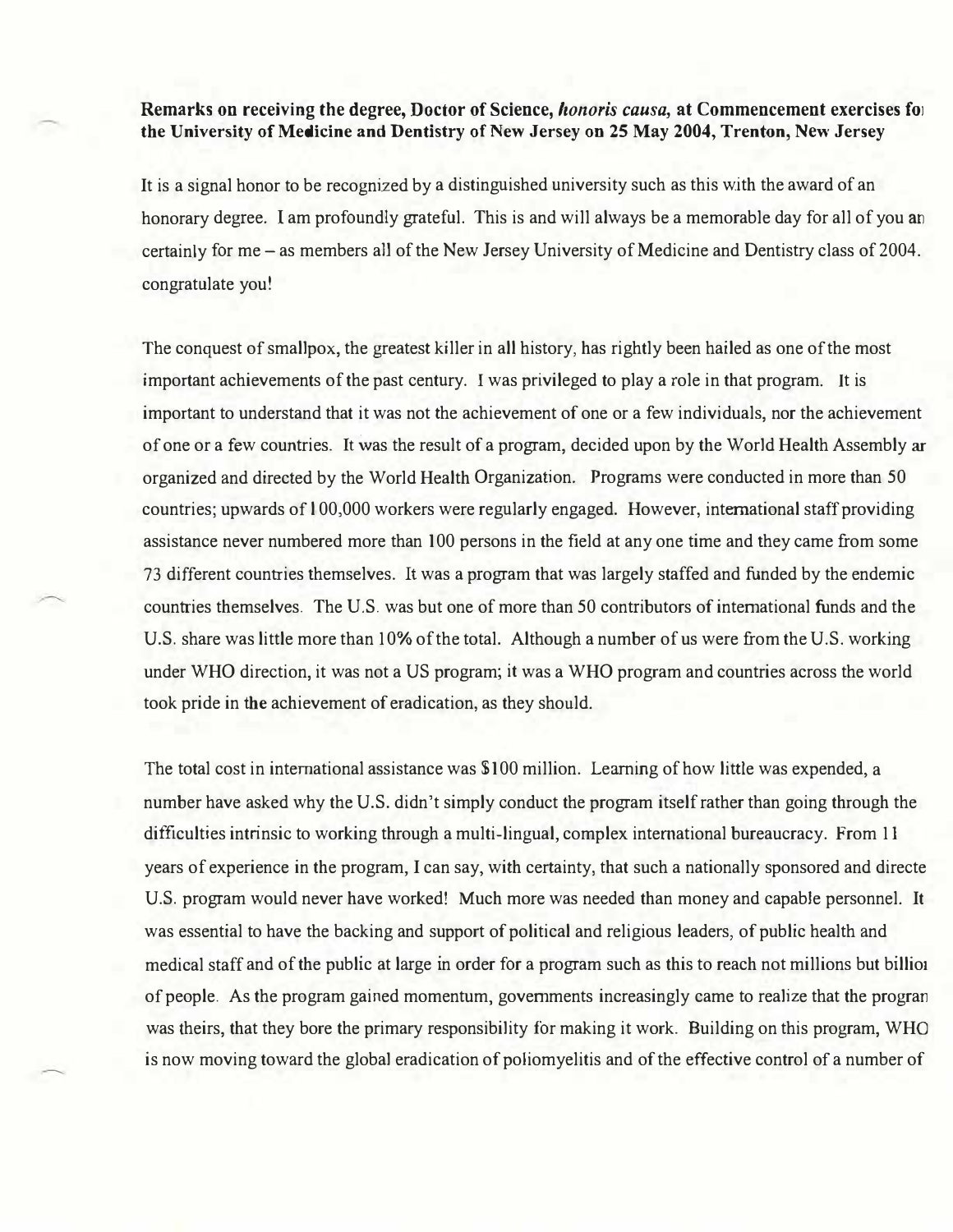**Remarks on receiving the degree, Doctor of Science, *honoris causa,* at Commencement exercises foı the University of Medicine and Dentistry of New Jersey on 25 May 2004, Trenton, New Jersey**

It is a signal honor to be recognized by a distinguished university such as this with the award of an honorary degree. I am profoundly grateful. This is and will always be a memorable day for all of you an certainly for me – as members all of the New Jersey University of Medicine and Dentistry class of 2004. congratulate you!

The conquest of smallpox, the greatest killer in all history, has rightly been hailed as one of the most important achievements of the past century. I was privileged to play a role in that program. It is important to understand that it was not the achievement of one or a few individuals, nor the achievement of one or a few countries. It was the result of a program, decided upon by the World Health Assembly ar organized and directed by the World Health Organization. Programs were conducted in more than 50 countries; upwards of 100,000 workers were regularly engaged. However, international staff providing assistance never numbered more than 100 persons in the field at any one time and they came from some 73 different countries themselves. It was a program that was largely staffed and funded by the endemic countries themselves. The U.S. was but one of more than 50 contributors of international funds and the U.S. share was little more than 10% of the total. Although a number of us were from the U.S. working under WHO direction, it was not a US program; it was a WHO program and countries across the world took pride in the achievement of eradication, as they should.

The total cost in international assistance was $100 million. Learning of how little was expended, a number have asked why the U.S. didn't simply conduct the program itself rather than going through the difficulties intrinsic to working through a multi-lingual, complex international bureaucracy. From 11 years of experience in the program, I can say, with certainty, that such a nationally sponsored and directe U.S. program would never have worked! Much more was needed than money and capable personnel. It was essential to have the backing and support of political and religious leaders, of public health and medical staff and of the public at large in order for a program such as this to reach not millions but billioı of people. As the program gained momentum, governments increasingly came to realize that the progran was theirs, that they bore the primary responsibility for making it work. Building on this program, WHO is now moving toward the global eradication of poliomyelitis and of the effective control of a number of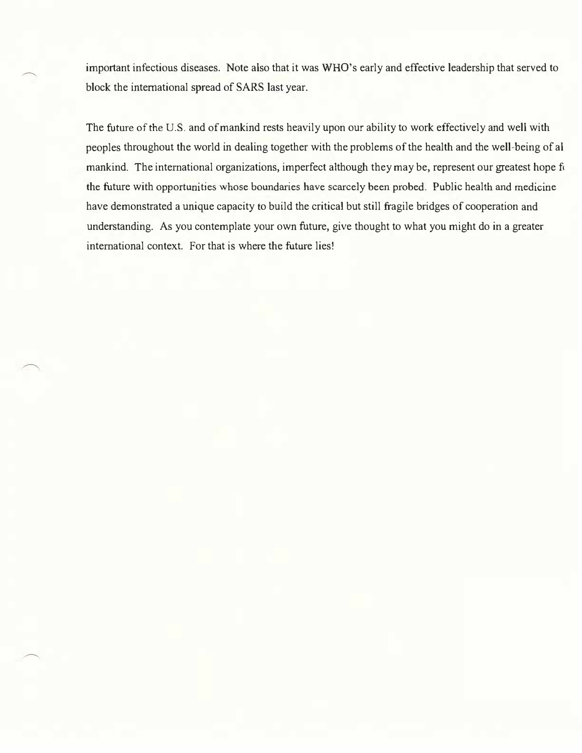important infectious diseases. Note also that it was WHO's early and effective leadership that served to block the international spread of SARS last year.

The future of the U.S. and of mankind rests heavily upon our ability to work effectively and well with peoples throughout the world in dealing together with the problems of the health and the well-being of al mankind. The international organizations, imperfect although they may be, represent our greatest hope fı the future with opportunities whose boundaries have scarcely been probed. Public health and medicine have demonstrated a unique capacity to build the critical but still fragile bridges of cooperation and understanding. As you contemplate your own future, give thought to what you might do in a greater international context. For that is where the future lies!